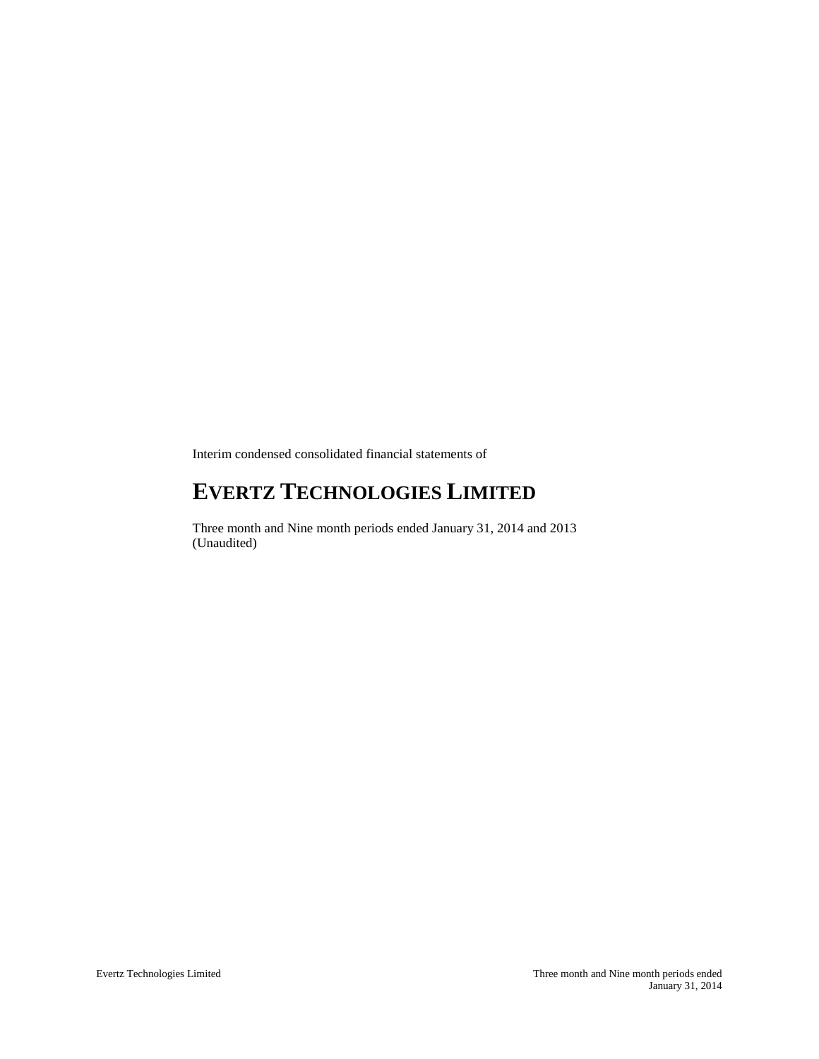Interim condensed consolidated financial statements of

# EVERTZ TECHNOLOGIES LIMITED

Three month and Nine month periods ended January 31, 2014 and 2013
(Unaudited)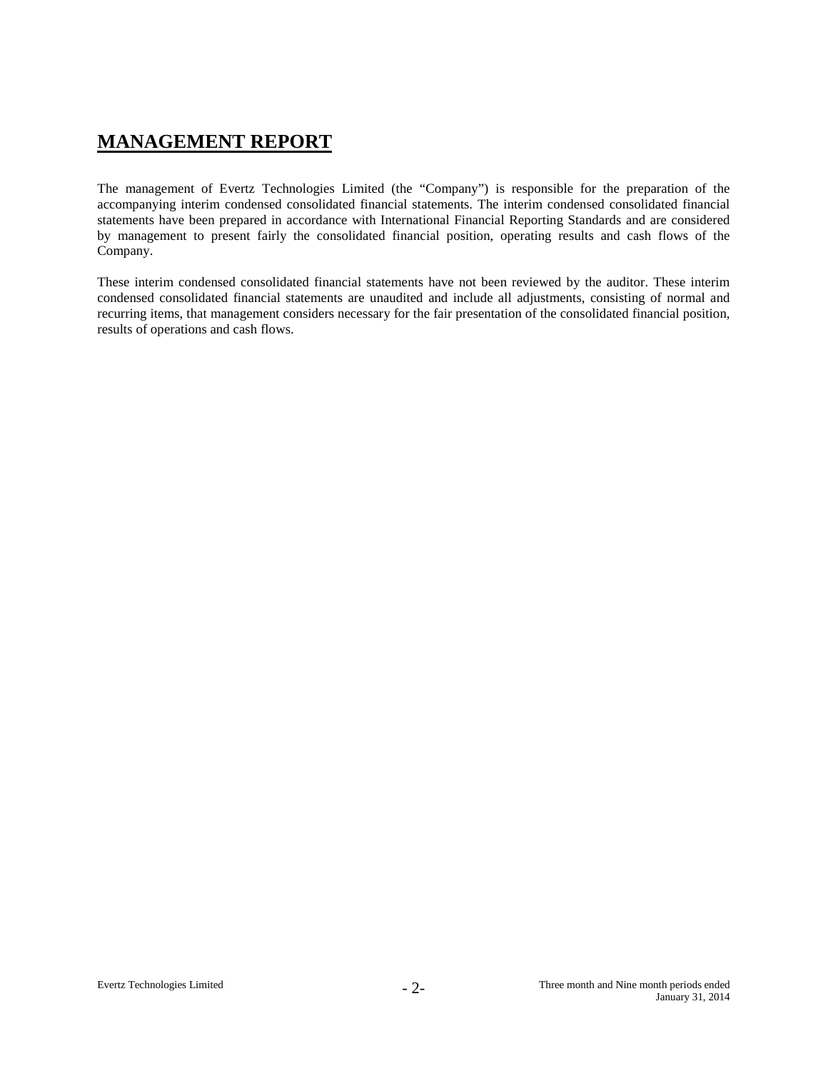# MANAGEMENT REPORT

The management of Evertz Technologies Limited (the "Company") is responsible for the preparation of the accompanying interim condensed consolidated financial statements. The interim condensed consolidated financial statements have been prepared in accordance with International Financial Reporting Standards and are considered by management to present fairly the consolidated financial position, operating results and cash flows of the Company.

These interim condensed consolidated financial statements have not been reviewed by the auditor. These interim condensed consolidated financial statements are unaudited and include all adjustments, consisting of normal and recurring items, that management considers necessary for the fair presentation of the consolidated financial position, results of operations and cash flows.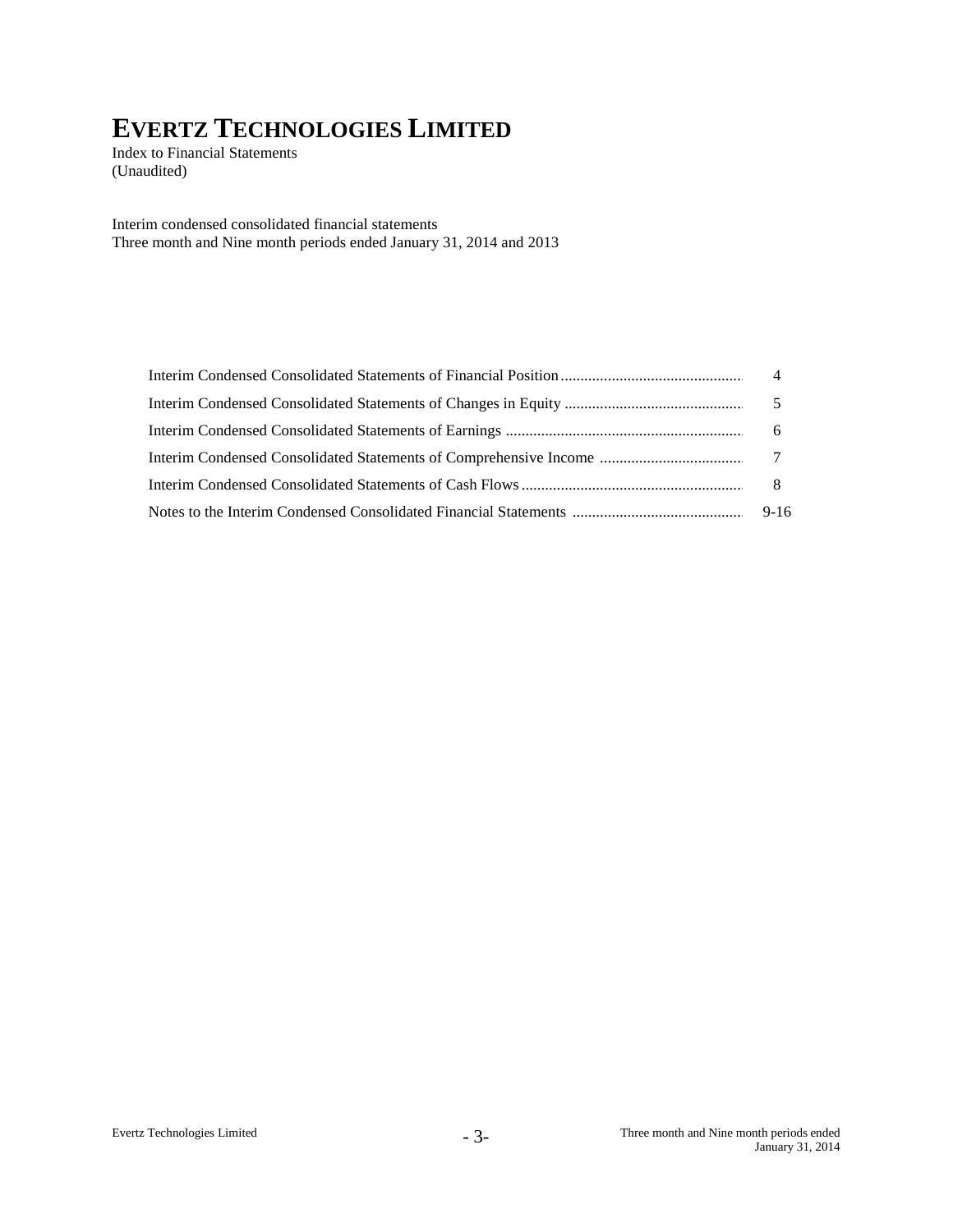# EVERTZ TECHNOLOGIES LIMITED

Index to Financial Statements
(Unaudited)

Interim condensed consolidated financial statements
Three month and Nine month periods ended January 31, 2014 and 2013

| | |
|---|---|
| Interim Condensed Consolidated Statements of Financial Position | 4 |
| Interim Condensed Consolidated Statements of Changes in Equity | 5 |
| Interim Condensed Consolidated Statements of Earnings | 6 |
| Interim Condensed Consolidated Statements of Comprehensive Income | 7 |
| Interim Condensed Consolidated Statements of Cash Flows | 8 |
| Notes to the Interim Condensed Consolidated Financial Statements | 9-16 |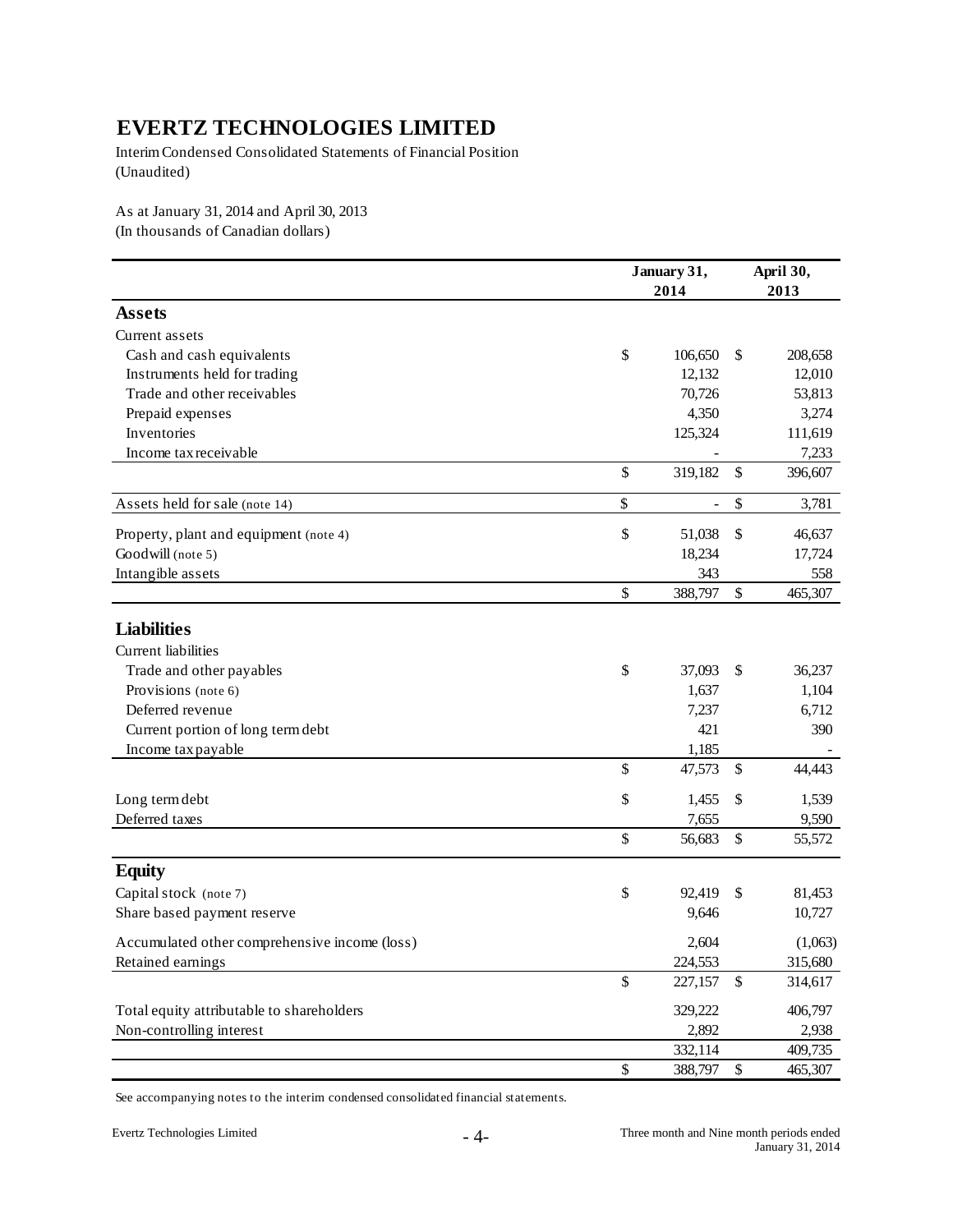# EVERTZ TECHNOLOGIES LIMITED

Interim Condensed Consolidated Statements of Financial Position
(Unaudited)

As at January 31, 2014 and April 30, 2013
(In thousands of Canadian dollars)

| | January 31, 2014 | April 30, 2013 |
|---|---|---|
| **Assets** | | |
| Current assets | | |
| Cash and cash equivalents | $ 106,650 | $ 208,658 |
| Instruments held for trading | 12,132 | 12,010 |
| Trade and other receivables | 70,726 | 53,813 |
| Prepaid expenses | 4,350 | 3,274 |
| Inventories | 125,324 | 111,619 |
| Income tax receivable | - | 7,233 |
| | $ 319,182 | $ 396,607 |
| Assets held for sale (note 14) | $ - | $ 3,781 |
| Property, plant and equipment (note 4) | $ 51,038 | $ 46,637 |
| Goodwill (note 5) | 18,234 | 17,724 |
| Intangible assets | 343 | 558 |
| | $ 388,797 | $ 465,307 |
| **Liabilities** | | |
| Current liabilities | | |
| Trade and other payables | $ 37,093 | $ 36,237 |
| Provisions (note 6) | 1,637 | 1,104 |
| Deferred revenue | 7,237 | 6,712 |
| Current portion of long term debt | 421 | 390 |
| Income tax payable | 1,185 | - |
| | $ 47,573 | $ 44,443 |
| Long term debt | $ 1,455 | $ 1,539 |
| Deferred taxes | 7,655 | 9,590 |
| | $ 56,683 | $ 55,572 |
| **Equity** | | |
| Capital stock (note 7) | $ 92,419 | $ 81,453 |
| Share based payment reserve | 9,646 | 10,727 |
| Accumulated other comprehensive income (loss) | 2,604 | (1,063) |
| Retained earnings | 224,553 | 315,680 |
| | $ 227,157 | $ 314,617 |
| Total equity attributable to shareholders | 329,222 | 406,797 |
| Non-controlling interest | 2,892 | 2,938 |
| | 332,114 | 409,735 |
| | $ 388,797 | $ 465,307 |

See accompanying notes to the interim condensed consolidated financial statements.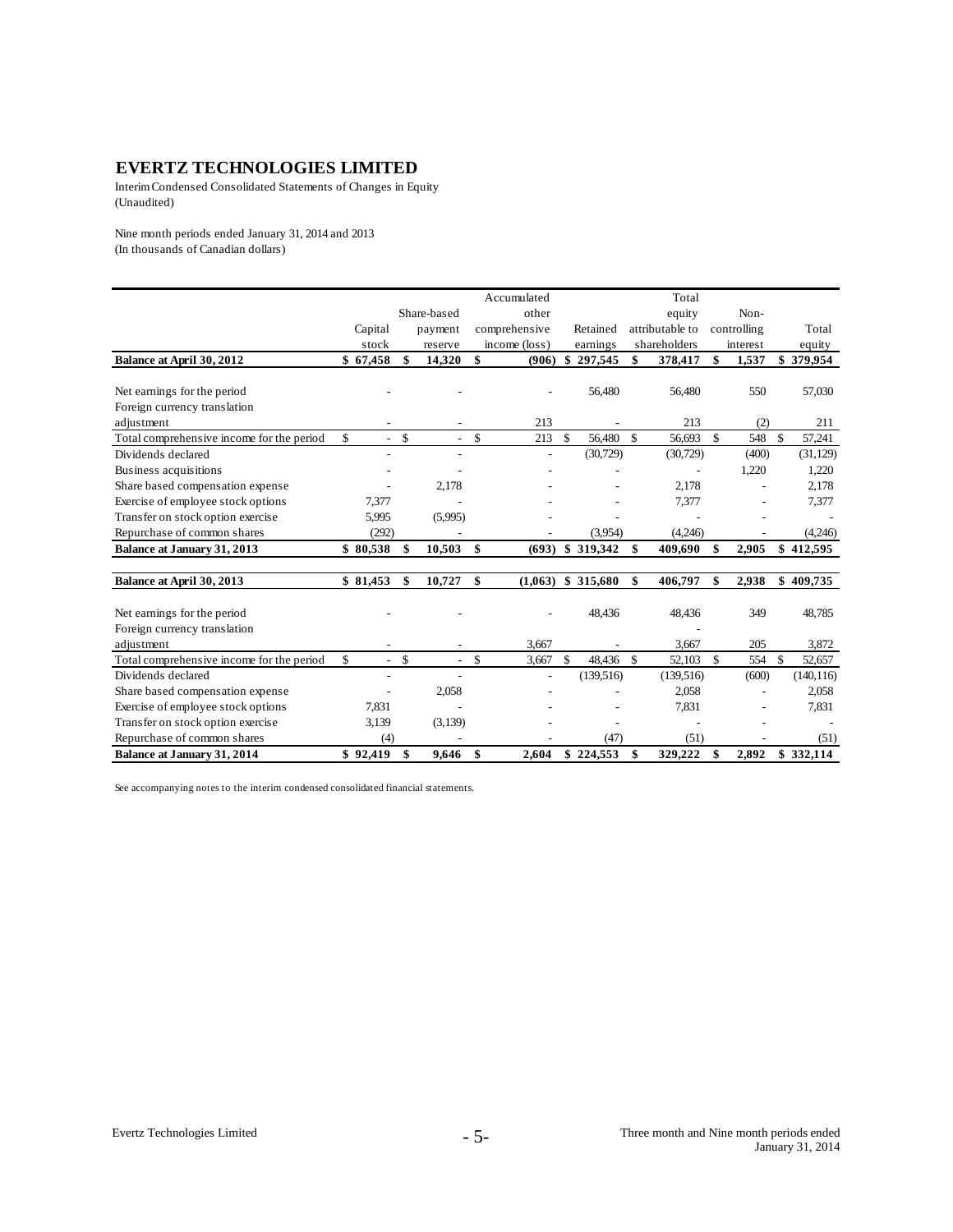# EVERTZ TECHNOLOGIES LIMITED

Interim Condensed Consolidated Statements of Changes in Equity
(Unaudited)

Nine month periods ended January 31, 2014 and 2013
(In thousands of Canadian dollars)

| | Capital stock | Share-based payment reserve | Accumulated other comprehensive income (loss) | Retained earnings | Total equity attributable to shareholders | Non-controlling interest | Total equity |
|---|---|---|---|---|---|---|---|
| **Balance at April 30, 2012** | **$ 67,458** | **$ 14,320** | **$ (906)** | **$ 297,545** | **$ 378,417** | **$ 1,537** | **$ 379,954** |
| Net earnings for the period | - | - | - | 56,480 | 56,480 | 550 | 57,030 |
| Foreign currency translation adjustment | - | - | 213 | - | 213 | (2) | 211 |
| Total comprehensive income for the period | $ - | $ - | $ 213 | $ 56,480 | $ 56,693 | $ 548 | $ 57,241 |
| Dividends declared | - | - | - | (30,729) | (30,729) | (400) | (31,129) |
| Business acquisitions | - | - | - | - | - | 1,220 | 1,220 |
| Share based compensation expense | - | 2,178 | - | - | 2,178 | - | 2,178 |
| Exercise of employee stock options | 7,377 | - | - | - | 7,377 | - | 7,377 |
| Transfer on stock option exercise | 5,995 | (5,995) | - | - | - | - | - |
| Repurchase of common shares | (292) | - | - | (3,954) | (4,246) | - | (4,246) |
| **Balance at January 31, 2013** | **$ 80,538** | **$ 10,503** | **$ (693)** | **$ 319,342** | **$ 409,690** | **$ 2,905** | **$ 412,595** |
| | | | | | | | |
| **Balance at April 30, 2013** | **$ 81,453** | **$ 10,727** | **$ (1,063)** | **$ 315,680** | **$ 406,797** | **$ 2,938** | **$ 409,735** |
| Net earnings for the period | - | - | - | 48,436 | 48,436 | 349 | 48,785 |
| Foreign currency translation adjustment | - | - | 3,667 | - | 3,667 | 205 | 3,872 |
| Total comprehensive income for the period | $ - | $ - | $ 3,667 | $ 48,436 | $ 52,103 | $ 554 | $ 52,657 |
| Dividends declared | - | - | - | (139,516) | (139,516) | (600) | (140,116) |
| Share based compensation expense | - | 2,058 | - | - | 2,058 | - | 2,058 |
| Exercise of employee stock options | 7,831 | - | - | - | 7,831 | - | 7,831 |
| Transfer on stock option exercise | 3,139 | (3,139) | - | - | - | - | - |
| Repurchase of common shares | (4) | - | - | (47) | (51) | - | (51) |
| **Balance at January 31, 2014** | **$ 92,419** | **$ 9,646** | **$ 2,604** | **$ 224,553** | **$ 329,222** | **$ 2,892** | **$ 332,114** |

See accompanying notes to the interim condensed consolidated financial statements.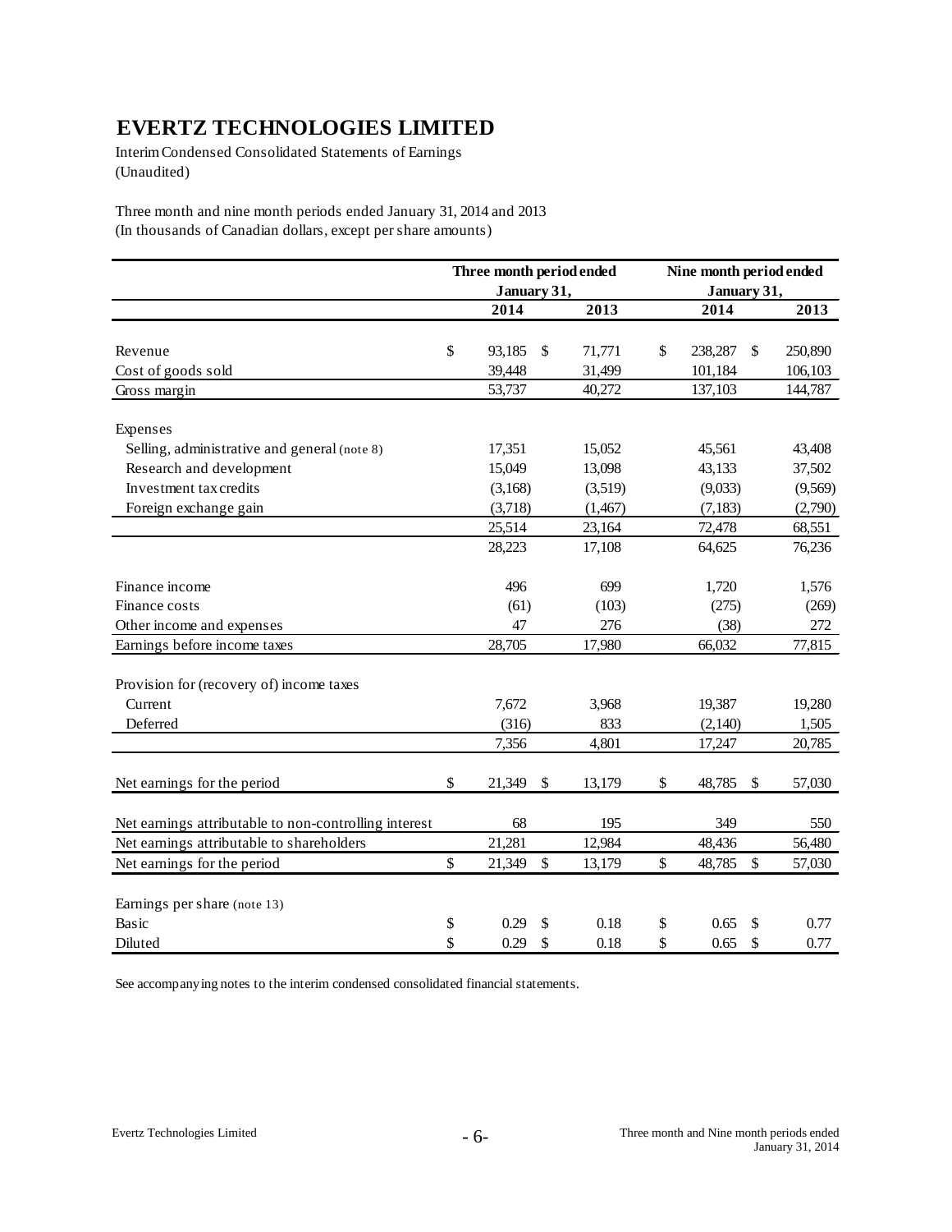# EVERTZ TECHNOLOGIES LIMITED

Interim Condensed Consolidated Statements of Earnings
(Unaudited)

Three month and nine month periods ended January 31, 2014 and 2013
(In thousands of Canadian dollars, except per share amounts)

| | Three month period ended January 31, | | Nine month period ended January 31, | |
|---|---|---|---|---|
| | 2014 | 2013 | 2014 | 2013 |
| Revenue | $ 93,185 | $ 71,771 | $ 238,287 | $ 250,890 |
| Cost of goods sold | 39,448 | 31,499 | 101,184 | 106,103 |
| Gross margin | 53,737 | 40,272 | 137,103 | 144,787 |
| Expenses | | | | |
| Selling, administrative and general (note 8) | 17,351 | 15,052 | 45,561 | 43,408 |
| Research and development | 15,049 | 13,098 | 43,133 | 37,502 |
| Investment tax credits | (3,168) | (3,519) | (9,033) | (9,569) |
| Foreign exchange gain | (3,718) | (1,467) | (7,183) | (2,790) |
| | 25,514 | 23,164 | 72,478 | 68,551 |
| | 28,223 | 17,108 | 64,625 | 76,236 |
| Finance income | 496 | 699 | 1,720 | 1,576 |
| Finance costs | (61) | (103) | (275) | (269) |
| Other income and expenses | 47 | 276 | (38) | 272 |
| Earnings before income taxes | 28,705 | 17,980 | 66,032 | 77,815 |
| Provision for (recovery of) income taxes | | | | |
| Current | 7,672 | 3,968 | 19,387 | 19,280 |
| Deferred | (316) | 833 | (2,140) | 1,505 |
| | 7,356 | 4,801 | 17,247 | 20,785 |
| Net earnings for the period | $ 21,349 | $ 13,179 | $ 48,785 | $ 57,030 |
| Net earnings attributable to non-controlling interest | 68 | 195 | 349 | 550 |
| Net earnings attributable to shareholders | 21,281 | 12,984 | 48,436 | 56,480 |
| Net earnings for the period | $ 21,349 | $ 13,179 | $ 48,785 | $ 57,030 |
| Earnings per share (note 13) | | | | |
| Basic | $ 0.29 | $ 0.18 | $ 0.65 | $ 0.77 |
| Diluted | $ 0.29 | $ 0.18 | $ 0.65 | $ 0.77 |

See accompanying notes to the interim condensed consolidated financial statements.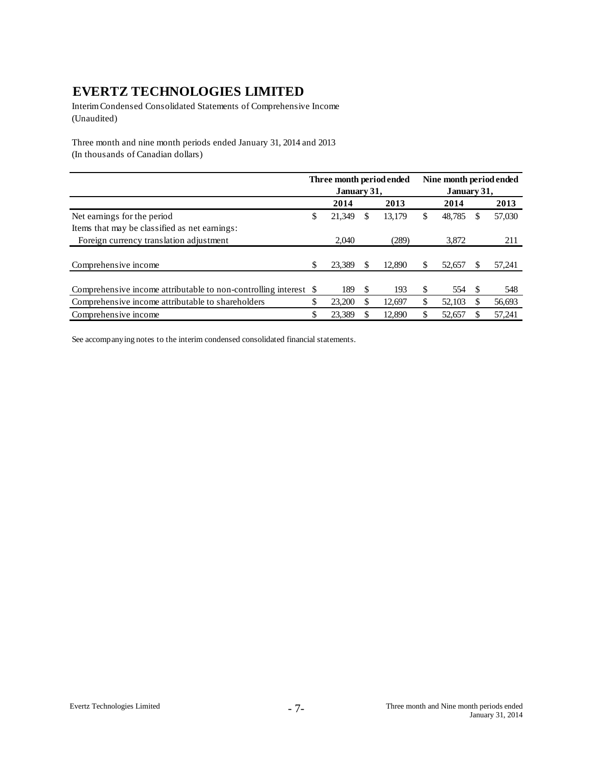// EVERTZ TECHNOLOGIES LIMITED

# EVERTZ TECHNOLOGIES LIMITED

Interim Condensed Consolidated Statements of Comprehensive Income
(Unaudited)

Three month and nine month periods ended January 31, 2014 and 2013
(In thousands of Canadian dollars)

| | Three month period ended January 31, | | Nine month period ended January 31, | |
|---|---|---|---|---|
| | **2014** | **2013** | **2014** | **2013** |
| Net earnings for the period | $ 21,349 | $ 13,179 | $ 48,785 | $ 57,030 |
| Items that may be classified as net earnings: | | | | |
| Foreign currency translation adjustment | 2,040 | (289) | 3,872 | 211 |
| Comprehensive income | $ 23,389 | $ 12,890 | $ 52,657 | $ 57,241 |
| Comprehensive income attributable to non-controlling interest | $ 189 | $ 193 | $ 554 | $ 548 |
| Comprehensive income attributable to shareholders | $ 23,200 | $ 12,697 | $ 52,103 | $ 56,693 |
| Comprehensive income | $ 23,389 | $ 12,890 | $ 52,657 | $ 57,241 |

See accompanying notes to the interim condensed consolidated financial statements.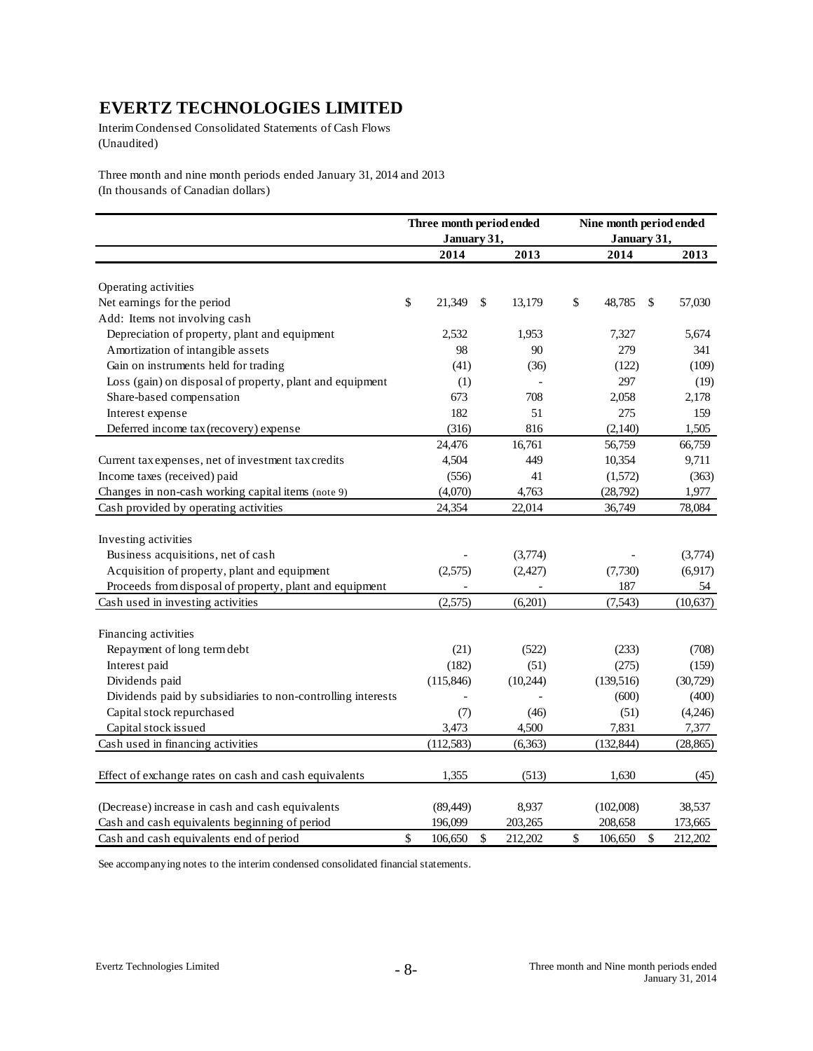# EVERTZ TECHNOLOGIES LIMITED

Interim Condensed Consolidated Statements of Cash Flows
(Unaudited)

Three month and nine month periods ended January 31, 2014 and 2013
(In thousands of Canadian dollars)

| | Three month period ended January 31, | | Nine month period ended January 31, | |
|---|---|---|---|---|
| | **2014** | **2013** | **2014** | **2013** |
| Operating activities | | | | |
| Net earnings for the period | $ 21,349 | $ 13,179 | $ 48,785 | $ 57,030 |
| Add: Items not involving cash | | | | |
| Depreciation of property, plant and equipment | 2,532 | 1,953 | 7,327 | 5,674 |
| Amortization of intangible assets | 98 | 90 | 279 | 341 |
| Gain on instruments held for trading | (41) | (36) | (122) | (109) |
| Loss (gain) on disposal of property, plant and equipment | (1) | - | 297 | (19) |
| Share-based compensation | 673 | 708 | 2,058 | 2,178 |
| Interest expense | 182 | 51 | 275 | 159 |
| Deferred income tax (recovery) expense | (316) | 816 | (2,140) | 1,505 |
| | 24,476 | 16,761 | 56,759 | 66,759 |
| Current tax expenses, net of investment tax credits | 4,504 | 449 | 10,354 | 9,711 |
| Income taxes (received) paid | (556) | 41 | (1,572) | (363) |
| Changes in non-cash working capital items (note 9) | (4,070) | 4,763 | (28,792) | 1,977 |
| Cash provided by operating activities | 24,354 | 22,014 | 36,749 | 78,084 |
| Investing activities | | | | |
| Business acquisitions, net of cash | - | (3,774) | - | (3,774) |
| Acquisition of property, plant and equipment | (2,575) | (2,427) | (7,730) | (6,917) |
| Proceeds from disposal of property, plant and equipment | - | - | 187 | 54 |
| Cash used in investing activities | (2,575) | (6,201) | (7,543) | (10,637) |
| Financing activities | | | | |
| Repayment of long term debt | (21) | (522) | (233) | (708) |
| Interest paid | (182) | (51) | (275) | (159) |
| Dividends paid | (115,846) | (10,244) | (139,516) | (30,729) |
| Dividends paid by subsidiaries to non-controlling interests | - | - | (600) | (400) |
| Capital stock repurchased | (7) | (46) | (51) | (4,246) |
| Capital stock issued | 3,473 | 4,500 | 7,831 | 7,377 |
| Cash used in financing activities | (112,583) | (6,363) | (132,844) | (28,865) |
| Effect of exchange rates on cash and cash equivalents | 1,355 | (513) | 1,630 | (45) |
| (Decrease) increase in cash and cash equivalents | (89,449) | 8,937 | (102,008) | 38,537 |
| Cash and cash equivalents beginning of period | 196,099 | 203,265 | 208,658 | 173,665 |
| Cash and cash equivalents end of period | $ 106,650 | $ 212,202 | $ 106,650 | $ 212,202 |

See accompanying notes to the interim condensed consolidated financial statements.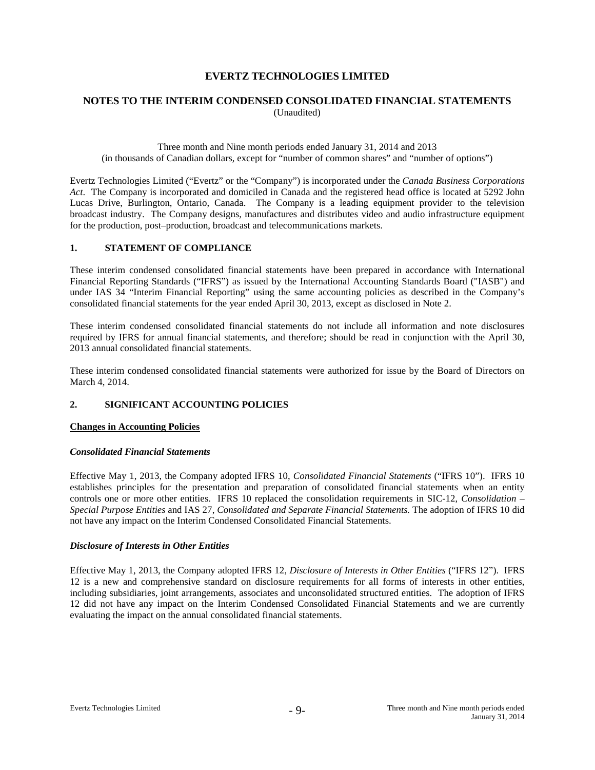# EVERTZ TECHNOLOGIES LIMITED

## NOTES TO THE INTERIM CONDENSED CONSOLIDATED FINANCIAL STATEMENTS

(Unaudited)

Three month and Nine month periods ended January 31, 2014 and 2013
(in thousands of Canadian dollars, except for "number of common shares" and "number of options")

Evertz Technologies Limited ("Evertz" or the "Company") is incorporated under the *Canada Business Corporations Act*. The Company is incorporated and domiciled in Canada and the registered head office is located at 5292 John Lucas Drive, Burlington, Ontario, Canada. The Company is a leading equipment provider to the television broadcast industry. The Company designs, manufactures and distributes video and audio infrastructure equipment for the production, post–production, broadcast and telecommunications markets.

### 1. STATEMENT OF COMPLIANCE

These interim condensed consolidated financial statements have been prepared in accordance with International Financial Reporting Standards ("IFRS") as issued by the International Accounting Standards Board ("IASB") and under IAS 34 "Interim Financial Reporting" using the same accounting policies as described in the Company's consolidated financial statements for the year ended April 30, 2013, except as disclosed in Note 2.

These interim condensed consolidated financial statements do not include all information and note disclosures required by IFRS for annual financial statements, and therefore; should be read in conjunction with the April 30, 2013 annual consolidated financial statements.

These interim condensed consolidated financial statements were authorized for issue by the Board of Directors on March 4, 2014.

### 2. SIGNIFICANT ACCOUNTING POLICIES

**Changes in Accounting Policies**

***Consolidated Financial Statements***

Effective May 1, 2013, the Company adopted IFRS 10, *Consolidated Financial Statements* ("IFRS 10"). IFRS 10 establishes principles for the presentation and preparation of consolidated financial statements when an entity controls one or more other entities. IFRS 10 replaced the consolidation requirements in SIC-12, *Consolidation – Special Purpose Entities* and IAS 27, *Consolidated and Separate Financial Statements.* The adoption of IFRS 10 did not have any impact on the Interim Condensed Consolidated Financial Statements.

***Disclosure of Interests in Other Entities***

Effective May 1, 2013, the Company adopted IFRS 12, *Disclosure of Interests in Other Entities* ("IFRS 12"). IFRS 12 is a new and comprehensive standard on disclosure requirements for all forms of interests in other entities, including subsidiaries, joint arrangements, associates and unconsolidated structured entities. The adoption of IFRS 12 did not have any impact on the Interim Condensed Consolidated Financial Statements and we are currently evaluating the impact on the annual consolidated financial statements.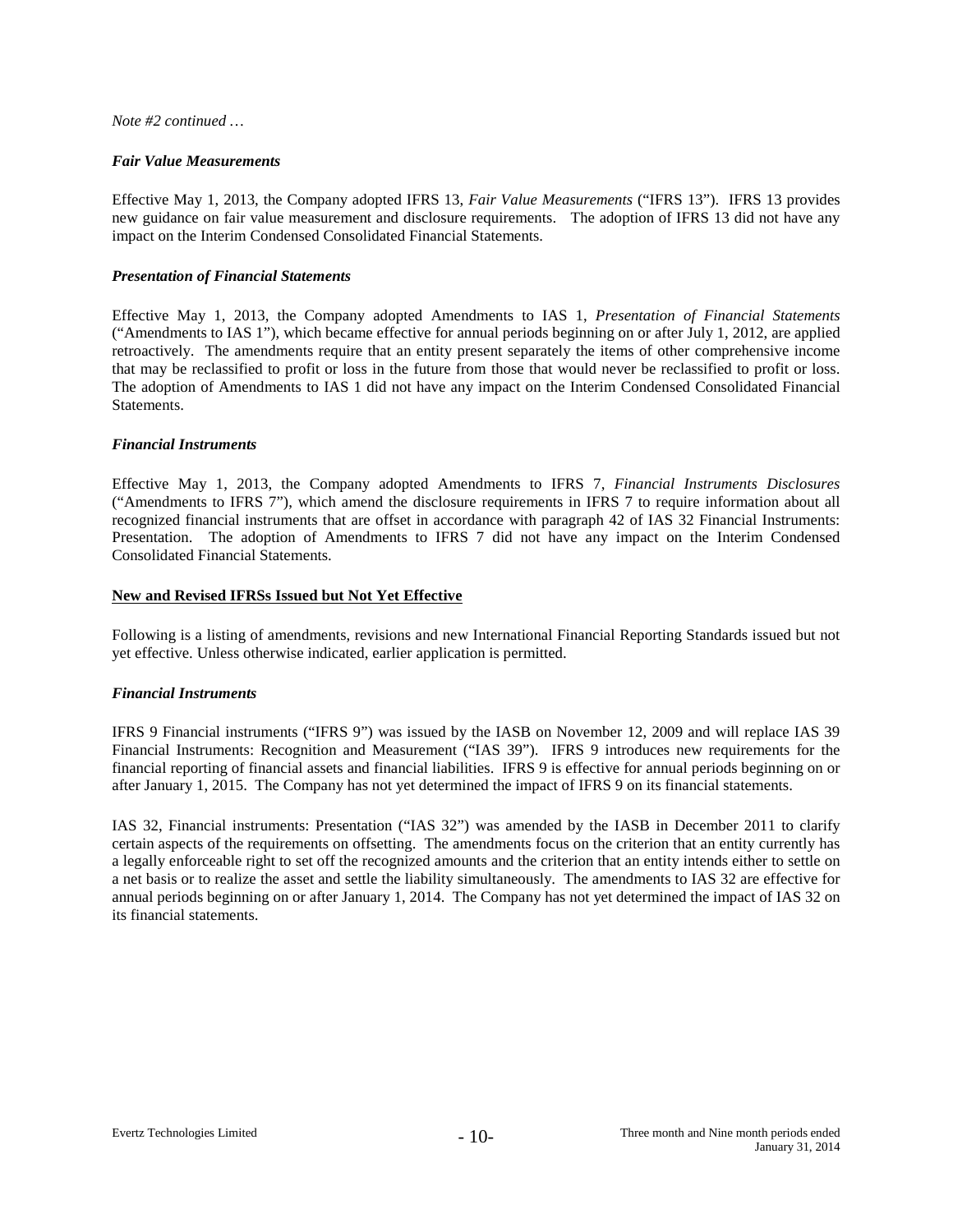*Note #2 continued …*

***Fair Value Measurements***

Effective May 1, 2013, the Company adopted IFRS 13, *Fair Value Measurements* ("IFRS 13"). IFRS 13 provides new guidance on fair value measurement and disclosure requirements. The adoption of IFRS 13 did not have any impact on the Interim Condensed Consolidated Financial Statements.

***Presentation of Financial Statements***

Effective May 1, 2013, the Company adopted Amendments to IAS 1, *Presentation of Financial Statements* ("Amendments to IAS 1"), which became effective for annual periods beginning on or after July 1, 2012, are applied retroactively. The amendments require that an entity present separately the items of other comprehensive income that may be reclassified to profit or loss in the future from those that would never be reclassified to profit or loss. The adoption of Amendments to IAS 1 did not have any impact on the Interim Condensed Consolidated Financial Statements.

***Financial Instruments***

Effective May 1, 2013, the Company adopted Amendments to IFRS 7, *Financial Instruments Disclosures* ("Amendments to IFRS 7"), which amend the disclosure requirements in IFRS 7 to require information about all recognized financial instruments that are offset in accordance with paragraph 42 of IAS 32 Financial Instruments: Presentation. The adoption of Amendments to IFRS 7 did not have any impact on the Interim Condensed Consolidated Financial Statements.

**New and Revised IFRSs Issued but Not Yet Effective**

Following is a listing of amendments, revisions and new International Financial Reporting Standards issued but not yet effective. Unless otherwise indicated, earlier application is permitted.

***Financial Instruments***

IFRS 9 Financial instruments ("IFRS 9") was issued by the IASB on November 12, 2009 and will replace IAS 39 Financial Instruments: Recognition and Measurement ("IAS 39"). IFRS 9 introduces new requirements for the financial reporting of financial assets and financial liabilities. IFRS 9 is effective for annual periods beginning on or after January 1, 2015. The Company has not yet determined the impact of IFRS 9 on its financial statements.

IAS 32, Financial instruments: Presentation ("IAS 32") was amended by the IASB in December 2011 to clarify certain aspects of the requirements on offsetting. The amendments focus on the criterion that an entity currently has a legally enforceable right to set off the recognized amounts and the criterion that an entity intends either to settle on a net basis or to realize the asset and settle the liability simultaneously. The amendments to IAS 32 are effective for annual periods beginning on or after January 1, 2014. The Company has not yet determined the impact of IAS 32 on its financial statements.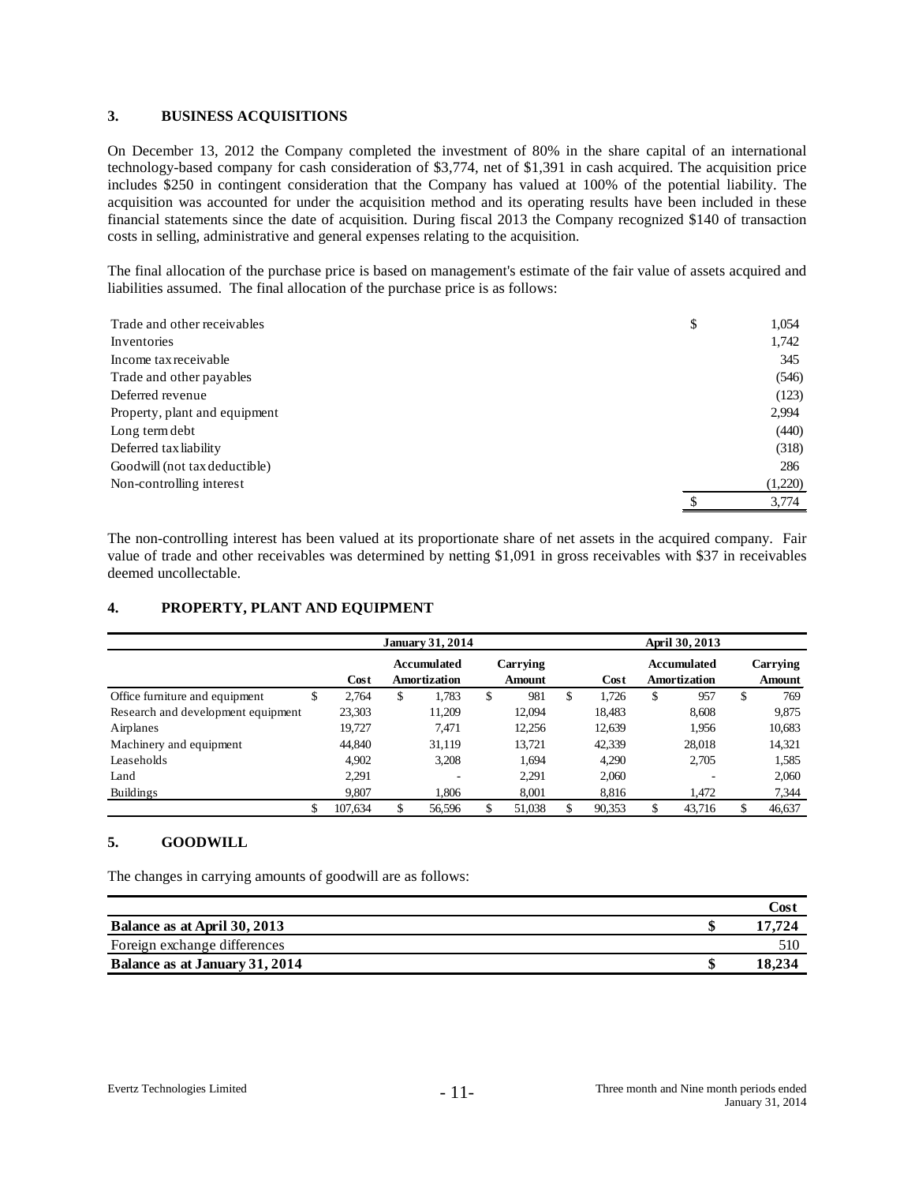## 3. BUSINESS ACQUISITIONS

On December 13, 2012 the Company completed the investment of 80% in the share capital of an international technology-based company for cash consideration of $3,774, net of $1,391 in cash acquired. The acquisition price includes $250 in contingent consideration that the Company has valued at 100% of the potential liability. The acquisition was accounted for under the acquisition method and its operating results have been included in these financial statements since the date of acquisition. During fiscal 2013 the Company recognized $140 of transaction costs in selling, administrative and general expenses relating to the acquisition.

The final allocation of the purchase price is based on management's estimate of the fair value of assets acquired and liabilities assumed. The final allocation of the purchase price is as follows:

| | | |
|---|---|---|
| Trade and other receivables | $ | 1,054 |
| Inventories | | 1,742 |
| Income tax receivable | | 345 |
| Trade and other payables | | (546) |
| Deferred revenue | | (123) |
| Property, plant and equipment | | 2,994 |
| Long term debt | | (440) |
| Deferred tax liability | | (318) |
| Goodwill (not tax deductible) | | 286 |
| Non-controlling interest | | (1,220) |
| | $ | 3,774 |

The non-controlling interest has been valued at its proportionate share of net assets in the acquired company. Fair value of trade and other receivables was determined by netting $1,091 in gross receivables with $37 in receivables deemed uncollectable.

## 4. PROPERTY, PLANT AND EQUIPMENT

| | January 31, 2014 | | | April 30, 2013 | | |
|---|---|---|---|---|---|---|
| | Cost | Accumulated Amortization | Carrying Amount | Cost | Accumulated Amortization | Carrying Amount |
| Office furniture and equipment | $ 2,764 | $ 1,783 | $ 981 | $ 1,726 | $ 957 | $ 769 |
| Research and development equipment | 23,303 | 11,209 | 12,094 | 18,483 | 8,608 | 9,875 |
| Airplanes | 19,727 | 7,471 | 12,256 | 12,639 | 1,956 | 10,683 |
| Machinery and equipment | 44,840 | 31,119 | 13,721 | 42,339 | 28,018 | 14,321 |
| Leaseholds | 4,902 | 3,208 | 1,694 | 4,290 | 2,705 | 1,585 |
| Land | 2,291 | - | 2,291 | 2,060 | - | 2,060 |
| Buildings | 9,807 | 1,806 | 8,001 | 8,816 | 1,472 | 7,344 |
| | $ 107,634 | $ 56,596 | $ 51,038 | $ 90,353 | $ 43,716 | $ 46,637 |

## 5. GOODWILL

The changes in carrying amounts of goodwill are as follows:

| | Cost |
|---|---|
| **Balance as at April 30, 2013** | **$ 17,724** |
| Foreign exchange differences | 510 |
| **Balance as at January 31, 2014** | **$ 18,234** |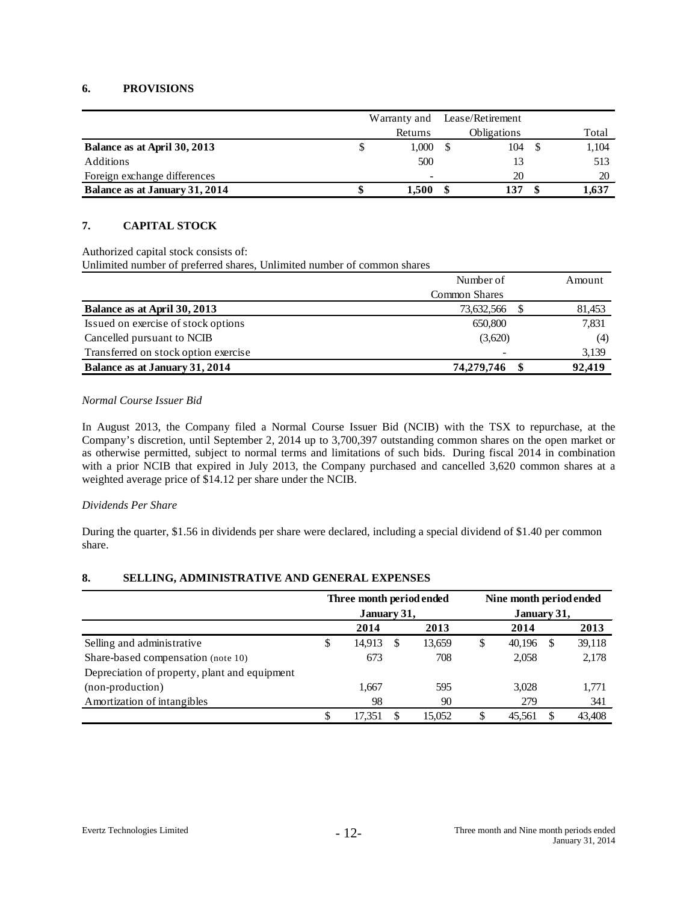## 6. PROVISIONS

| | Warranty and Returns | Lease/Retirement Obligations | Total |
|---|---|---|---|
| **Balance as at April 30, 2013** | $ 1,000 | $ 104 | $ 1,104 |
| Additions | 500 | 13 | 513 |
| Foreign exchange differences | - | 20 | 20 |
| **Balance as at January 31, 2014** | **$ 1,500** | **$ 137** | **$ 1,637** |

## 7. CAPITAL STOCK

Authorized capital stock consists of:
Unlimited number of preferred shares, Unlimited number of common shares

| | Number of Common Shares | Amount |
|---|---|---|
| **Balance as at April 30, 2013** | 73,632,566 | $ 81,453 |
| Issued on exercise of stock options | 650,800 | 7,831 |
| Cancelled pursuant to NCIB | (3,620) | (4) |
| Transferred on stock option exercise | - | 3,139 |
| **Balance as at January 31, 2014** | **74,279,746** | **$ 92,419** |

*Normal Course Issuer Bid*

In August 2013, the Company filed a Normal Course Issuer Bid (NCIB) with the TSX to repurchase, at the Company's discretion, until September 2, 2014 up to 3,700,397 outstanding common shares on the open market or as otherwise permitted, subject to normal terms and limitations of such bids. During fiscal 2014 in combination with a prior NCIB that expired in July 2013, the Company purchased and cancelled 3,620 common shares at a weighted average price of $14.12 per share under the NCIB.

*Dividends Per Share*

During the quarter, $1.56 in dividends per share were declared, including a special dividend of $1.40 per common share.

## 8. SELLING, ADMINISTRATIVE AND GENERAL EXPENSES

| | Three month period ended January 31, | | Nine month period ended January 31, | |
|---|---|---|---|---|
| | **2014** | **2013** | **2014** | **2013** |
| Selling and administrative | $ 14,913 | $ 13,659 | $ 40,196 | $ 39,118 |
| Share-based compensation (note 10) | 673 | 708 | 2,058 | 2,178 |
| Depreciation of property, plant and equipment (non-production) | 1,667 | 595 | 3,028 | 1,771 |
| Amortization of intangibles | 98 | 90 | 279 | 341 |
| | $ 17,351 | $ 15,052 | $ 45,561 | $ 43,408 |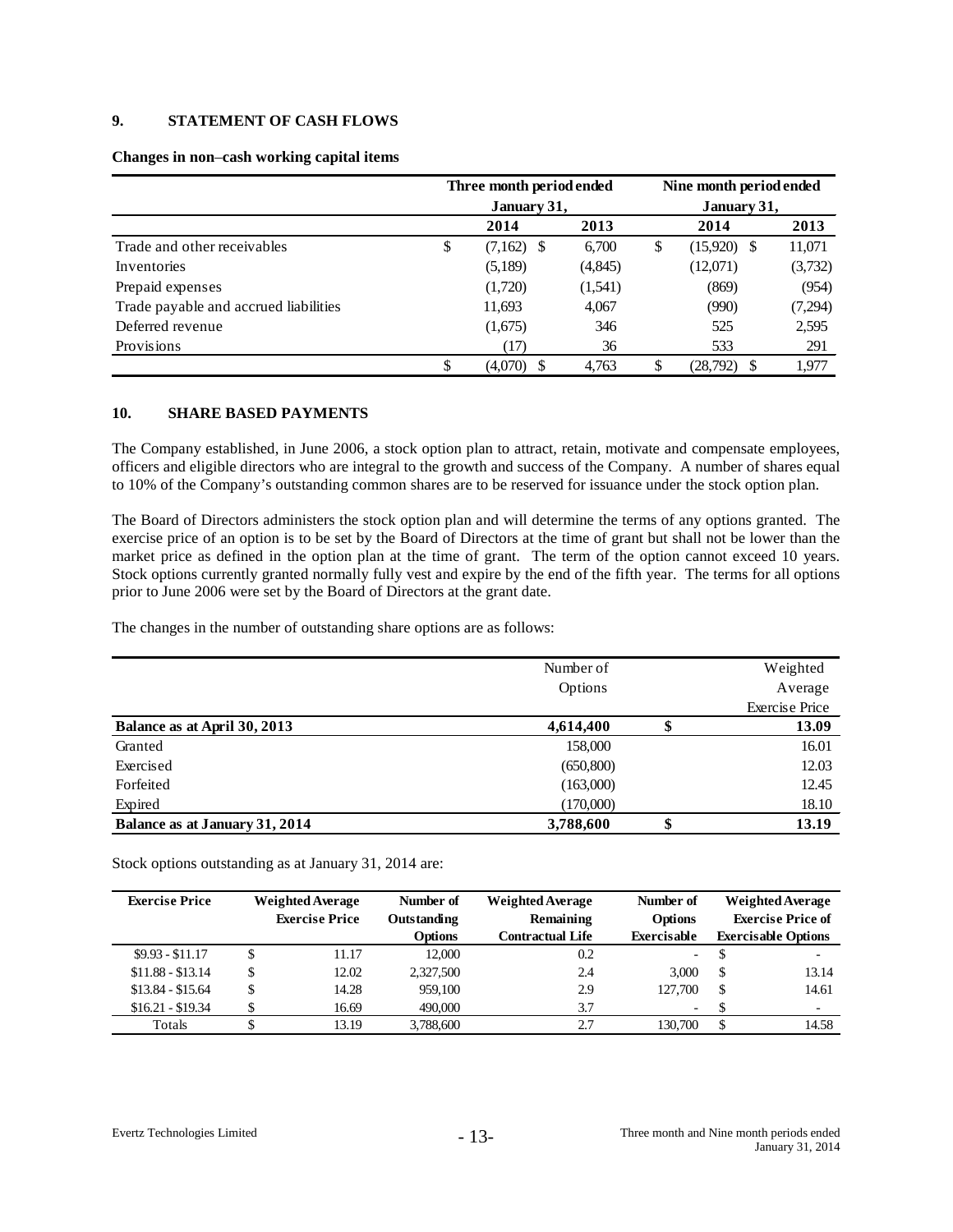## 9. STATEMENT OF CASH FLOWS

**Changes in non–cash working capital items**

| | Three month period ended January 31, | | Nine month period ended January 31, | |
|---|---|---|---|---|
| | **2014** | **2013** | **2014** | **2013** |
| Trade and other receivables | $ (7,162) | $ 6,700 | $ (15,920) | $ 11,071 |
| Inventories | (5,189) | (4,845) | (12,071) | (3,732) |
| Prepaid expenses | (1,720) | (1,541) | (869) | (954) |
| Trade payable and accrued liabilities | 11,693 | 4,067 | (990) | (7,294) |
| Deferred revenue | (1,675) | 346 | 525 | 2,595 |
| Provisions | (17) | 36 | 533 | 291 |
| | $ (4,070) | $ 4,763 | $ (28,792) | $ 1,977 |

## 10. SHARE BASED PAYMENTS

The Company established, in June 2006, a stock option plan to attract, retain, motivate and compensate employees, officers and eligible directors who are integral to the growth and success of the Company. A number of shares equal to 10% of the Company's outstanding common shares are to be reserved for issuance under the stock option plan.

The Board of Directors administers the stock option plan and will determine the terms of any options granted. The exercise price of an option is to be set by the Board of Directors at the time of grant but shall not be lower than the market price as defined in the option plan at the time of grant. The term of the option cannot exceed 10 years. Stock options currently granted normally fully vest and expire by the end of the fifth year. The terms for all options prior to June 2006 were set by the Board of Directors at the grant date.

The changes in the number of outstanding share options are as follows:

| | Number of Options | Weighted Average Exercise Price |
|---|---|---|
| **Balance as at April 30, 2013** | **4,614,400** | **$ 13.09** |
| Granted | 158,000 | 16.01 |
| Exercised | (650,800) | 12.03 |
| Forfeited | (163,000) | 12.45 |
| Expired | (170,000) | 18.10 |
| **Balance as at January 31, 2014** | **3,788,600** | **$ 13.19** |

Stock options outstanding as at January 31, 2014 are:

| Exercise Price | Weighted Average Exercise Price | Number of Outstanding Options | Weighted Average Remaining Contractual Life | Number of Options Exercisable | Weighted Average Exercise Price of Exercisable Options |
|---|---|---|---|---|---|
| $9.93 - $11.17 | $ 11.17 | 12,000 | 0.2 | - | $ - |
| $11.88 - $13.14 | $ 12.02 | 2,327,500 | 2.4 | 3,000 | $ 13.14 |
| $13.84 - $15.64 | $ 14.28 | 959,100 | 2.9 | 127,700 | $ 14.61 |
| $16.21 - $19.34 | $ 16.69 | 490,000 | 3.7 | - | $ - |
| Totals | $ 13.19 | 3,788,600 | 2.7 | 130,700 | $ 14.58 |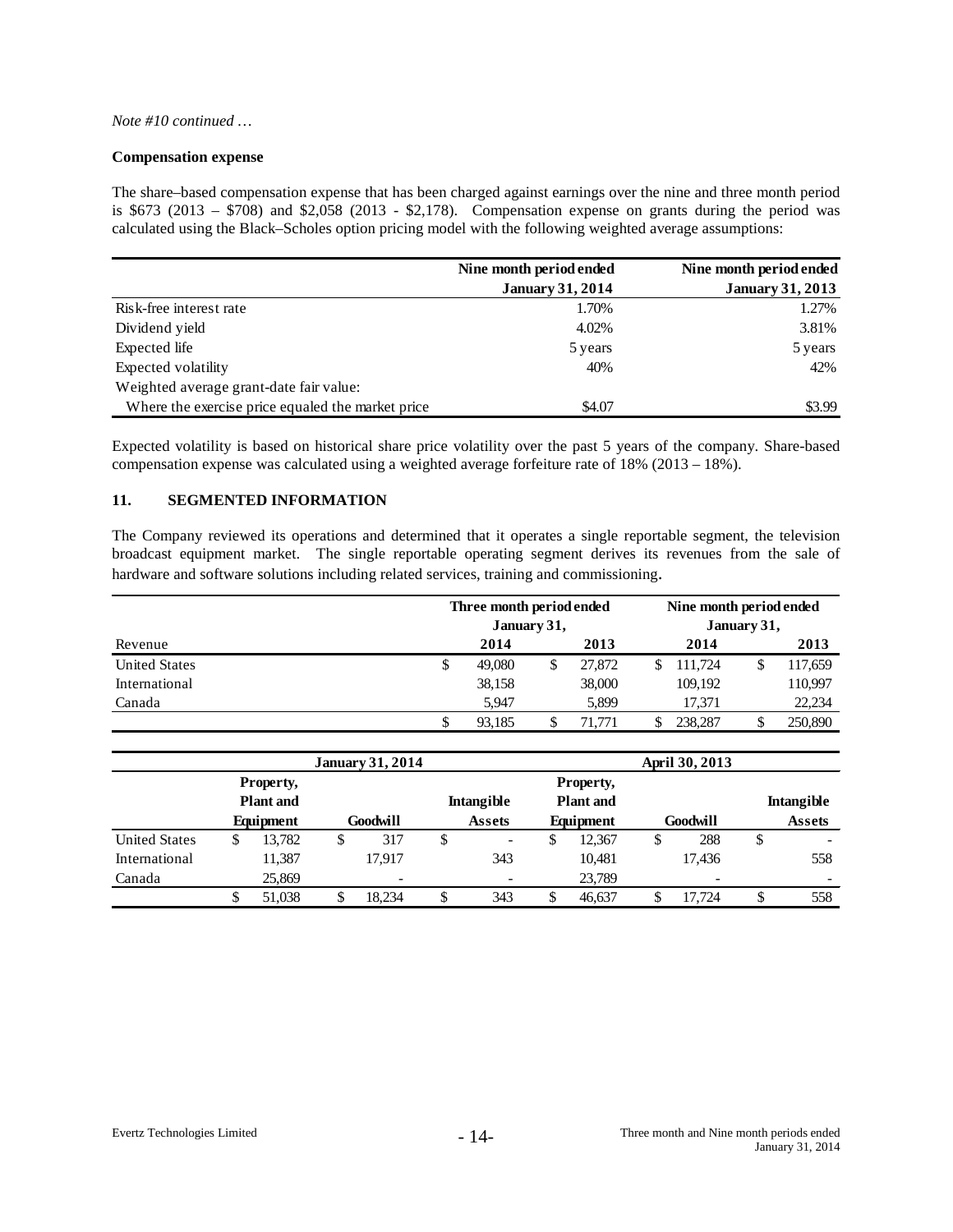*Note #10 continued …*

**Compensation expense**

The share–based compensation expense that has been charged against earnings over the nine and three month period is $673 (2013 – $708) and $2,058 (2013 - $2,178). Compensation expense on grants during the period was calculated using the Black–Scholes option pricing model with the following weighted average assumptions:

| | Nine month period ended January 31, 2014 | Nine month period ended January 31, 2013 |
|---|---|---|
| Risk-free interest rate | 1.70% | 1.27% |
| Dividend yield | 4.02% | 3.81% |
| Expected life | 5 years | 5 years |
| Expected volatility | 40% | 42% |
| Weighted average grant-date fair value: | | |
| Where the exercise price equaled the market price | $4.07 | $3.99 |

Expected volatility is based on historical share price volatility over the past 5 years of the company. Share-based compensation expense was calculated using a weighted average forfeiture rate of 18% (2013 – 18%).

## 11. SEGMENTED INFORMATION

The Company reviewed its operations and determined that it operates a single reportable segment, the television broadcast equipment market. The single reportable operating segment derives its revenues from the sale of hardware and software solutions including related services, training and commissioning.

| | Three month period ended January 31, | | Nine month period ended January 31, | |
|---|---|---|---|---|
| Revenue | 2014 | 2013 | 2014 | 2013 |
| United States | $ 49,080 | $ 27,872 | $ 111,724 | $ 117,659 |
| International | 38,158 | 38,000 | 109,192 | 110,997 |
| Canada | 5,947 | 5,899 | 17,371 | 22,234 |
| | $ 93,185 | $ 71,771 | $ 238,287 | $ 250,890 |

| | January 31, 2014 | | | April 30, 2013 | | |
|---|---|---|---|---|---|---|
| | Property, Plant and Equipment | Goodwill | Intangible Assets | Property, Plant and Equipment | Goodwill | Intangible Assets |
| United States | $ 13,782 | $ 317 | $ - | $ 12,367 | $ 288 | $ - |
| International | 11,387 | 17,917 | 343 | 10,481 | 17,436 | 558 |
| Canada | 25,869 | - | - | 23,789 | - | - |
| | $ 51,038 | $ 18,234 | $ 343 | $ 46,637 | $ 17,724 | $ 558 |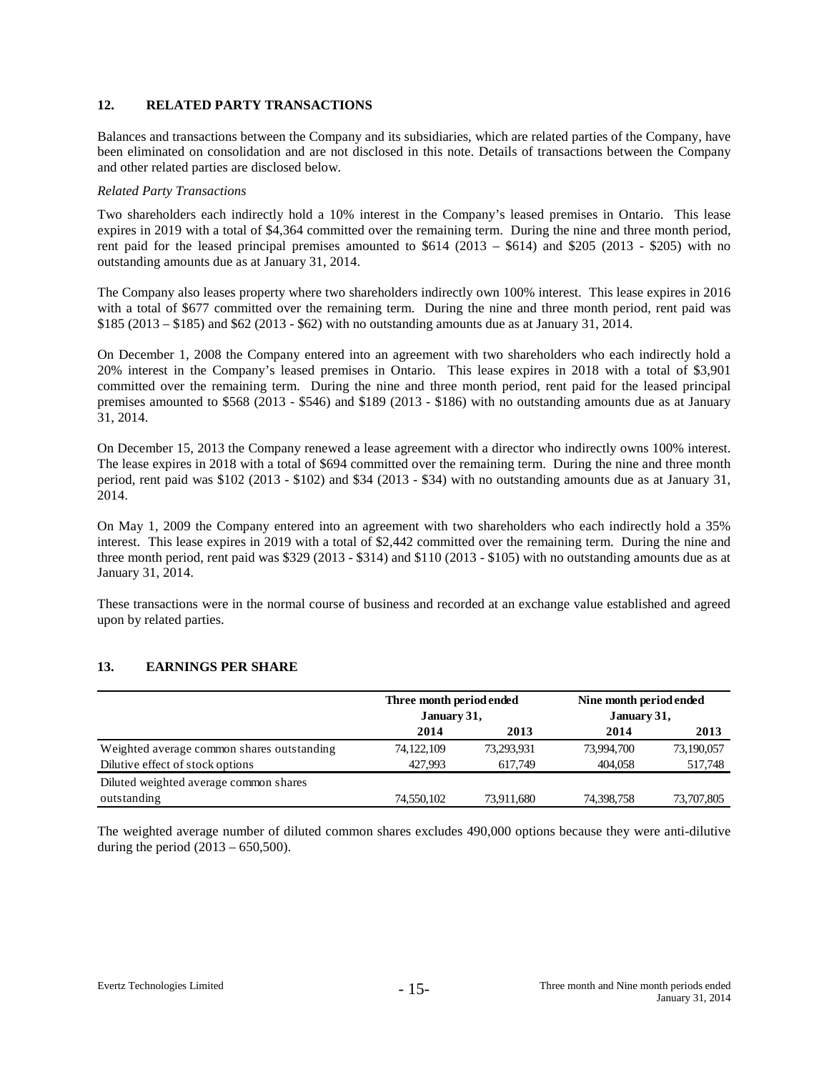## 12. RELATED PARTY TRANSACTIONS

Balances and transactions between the Company and its subsidiaries, which are related parties of the Company, have been eliminated on consolidation and are not disclosed in this note. Details of transactions between the Company and other related parties are disclosed below.

*Related Party Transactions*

Two shareholders each indirectly hold a 10% interest in the Company's leased premises in Ontario. This lease expires in 2019 with a total of $4,364 committed over the remaining term. During the nine and three month period, rent paid for the leased principal premises amounted to $614 (2013 – $614) and $205 (2013 - $205) with no outstanding amounts due as at January 31, 2014.

The Company also leases property where two shareholders indirectly own 100% interest. This lease expires in 2016 with a total of $677 committed over the remaining term. During the nine and three month period, rent paid was $185 (2013 – $185) and $62 (2013 - $62) with no outstanding amounts due as at January 31, 2014.

On December 1, 2008 the Company entered into an agreement with two shareholders who each indirectly hold a 20% interest in the Company's leased premises in Ontario. This lease expires in 2018 with a total of $3,901 committed over the remaining term. During the nine and three month period, rent paid for the leased principal premises amounted to $568 (2013 - $546) and $189 (2013 - $186) with no outstanding amounts due as at January 31, 2014.

On December 15, 2013 the Company renewed a lease agreement with a director who indirectly owns 100% interest. The lease expires in 2018 with a total of $694 committed over the remaining term. During the nine and three month period, rent paid was $102 (2013 - $102) and $34 (2013 - $34) with no outstanding amounts due as at January 31, 2014.

On May 1, 2009 the Company entered into an agreement with two shareholders who each indirectly hold a 35% interest. This lease expires in 2019 with a total of $2,442 committed over the remaining term. During the nine and three month period, rent paid was $329 (2013 - $314) and $110 (2013 - $105) with no outstanding amounts due as at January 31, 2014.

These transactions were in the normal course of business and recorded at an exchange value established and agreed upon by related parties.

## 13. EARNINGS PER SHARE

| | Three month period ended January 31, | | Nine month period ended January 31, | |
|---|---|---|---|---|
| | **2014** | **2013** | **2014** | **2013** |
| Weighted average common shares outstanding | 74,122,109 | 73,293,931 | 73,994,700 | 73,190,057 |
| Dilutive effect of stock options | 427,993 | 617,749 | 404,058 | 517,748 |
| Diluted weighted average common shares outstanding | 74,550,102 | 73,911,680 | 74,398,758 | 73,707,805 |

The weighted average number of diluted common shares excludes 490,000 options because they were anti-dilutive during the period (2013 – 650,500).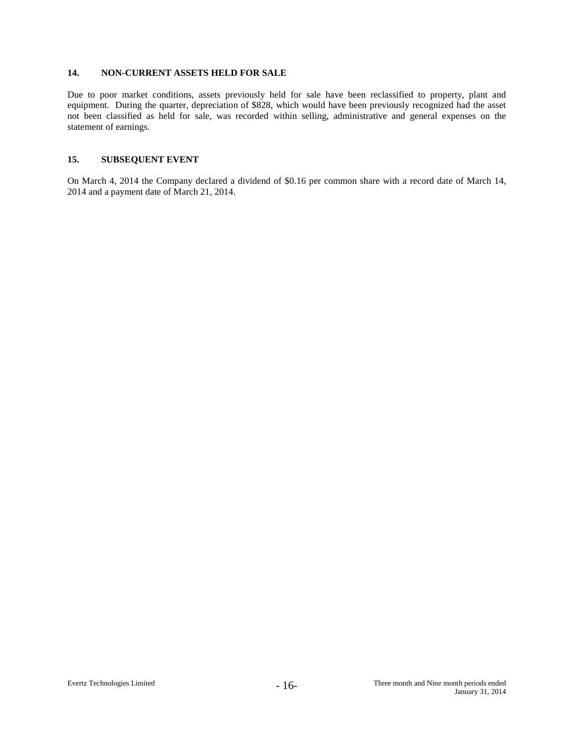## 14. NON-CURRENT ASSETS HELD FOR SALE

Due to poor market conditions, assets previously held for sale have been reclassified to property, plant and equipment. During the quarter, depreciation of $828, which would have been previously recognized had the asset not been classified as held for sale, was recorded within selling, administrative and general expenses on the statement of earnings.

## 15. SUBSEQUENT EVENT

On March 4, 2014 the Company declared a dividend of $0.16 per common share with a record date of March 14, 2014 and a payment date of March 21, 2014.